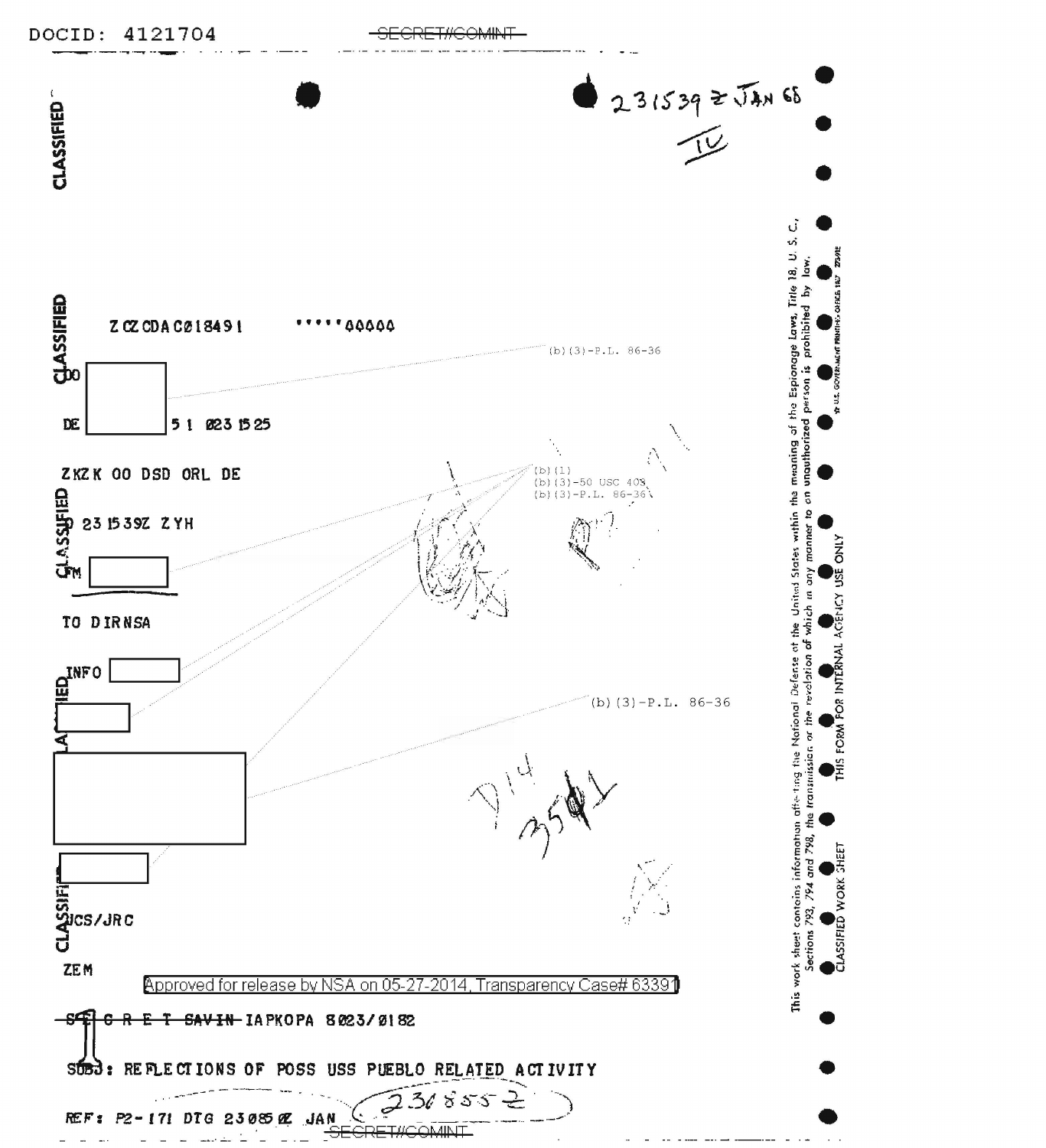DOCID: 4121704

~~SECRET//COMINT~~

231539Z JAN 68

IV

ZCZCDAC018491 *****00000

(b)(3)-P.L. 86-36

OO [redacted]

DE [redacted] 51 023 1525

ZKZK OO DSD ORL DE

O 231539Z ZYH

(b)(1)
(b)(3)-50 USC 403
(b)(3)-P.L. 86-36

FM [redacted]

TO DIRNSA

INFO [redacted]

[redacted]

(b)(3)-P.L. 86-36

[redacted]

D14 3541

[redacted]

JCS/JRC

ZEM

Approved for release by NSA on 05-27-2014, Transparency Case# 63391

~~S E C R E T SAVIN~~ IAPKOPA 8023/0182

SUBJ: REFLECTIONS OF POSS USS PUEBLO RELATED ACTIVITY

REF: P2-171 DTG 230850Z JAN (231855Z)

~~SECRET//COMINT~~

This work sheet contains information affecting the National Defense of the United States within the meaning of the Espionage Laws, Title 18, U.S.C., Sections 793, 794 and 798, the transmission or the revelation of which in any manner to an unauthorized person is prohibited by law.

CLASSIFIED WORK SHEET THIS FORM FOR INTERNAL AGENCY USE ONLY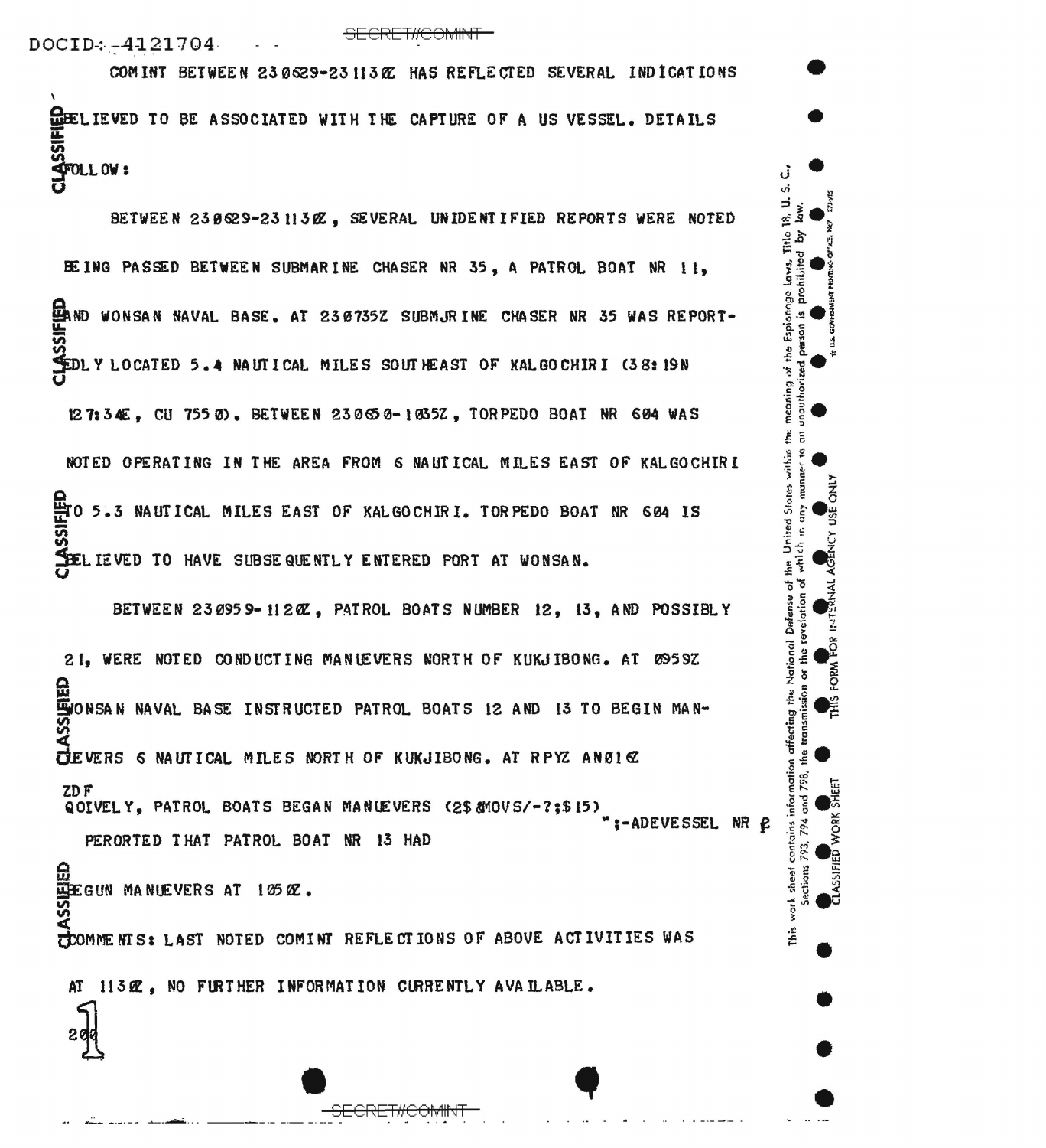DOCID: 4121704

SECRET//COMINT

COMINT BETWEEN 230629-231130Z HAS REFLECTED SEVERAL INDICATIONS BELIEVED TO BE ASSOCIATED WITH THE CAPTURE OF A US VESSEL. DETAILS FOLLOW:

BETWEEN 230629-231130Z, SEVERAL UNIDENTIFIED REPORTS WERE NOTED BEING PASSED BETWEEN SUBMARINE CHASER NR 35, A PATROL BOAT NR 11, AND WONSAN NAVAL BASE. AT 230735Z SUBMJRINE CHASER NR 35 WAS REPORTEDLY LOCATED 5.4 NAUTICAL MILES SOUTHEAST OF KALGOCHIRI (38:19N 127:34E, CU 7550). BETWEEN 230650-1035Z, TORPEDO BOAT NR 604 WAS NOTED OPERATING IN THE AREA FROM 6 NAUTICAL MILES EAST OF KALGOCHIRI TO 5.3 NAUTICAL MILES EAST OF KALGOCHIRI. TORPEDO BOAT NR 604 IS BELIEVED TO HAVE SUBSEQUENTLY ENTERED PORT AT WONSAN.

BETWEEN 230959-1120Z, PATROL BOATS NUMBER 12, 13, AND POSSIBLY 21, WERE NOTED CONDUCTING MANUEVERS NORTH OF KUKJIBONG. AT 0959Z WONSAN NAVAL BASE INSTRUCTED PATROL BOATS 12 AND 13 TO BEGIN MANUEVERS 6 NAUTICAL MILES NORTH OF KUKJIBONG. AT RPYZ AN010 ZDF QOIVELY, PATROL BOATS BEGAN MANUEVERS (2$&MOVS/-?;$15) ";-ADEVESSEL NR ₽ PERORTED THAT PATROL BOAT NR 13 HAD BEGUN MANUEVERS AT 1050Z.

COMMENTS: LAST NOTED COMINT REFLECTIONS OF ABOVE ACTIVITIES WAS AT 1130Z, NO FURTHER INFORMATION CURRENTLY AVAILABLE.

20

SECRET//COMINT